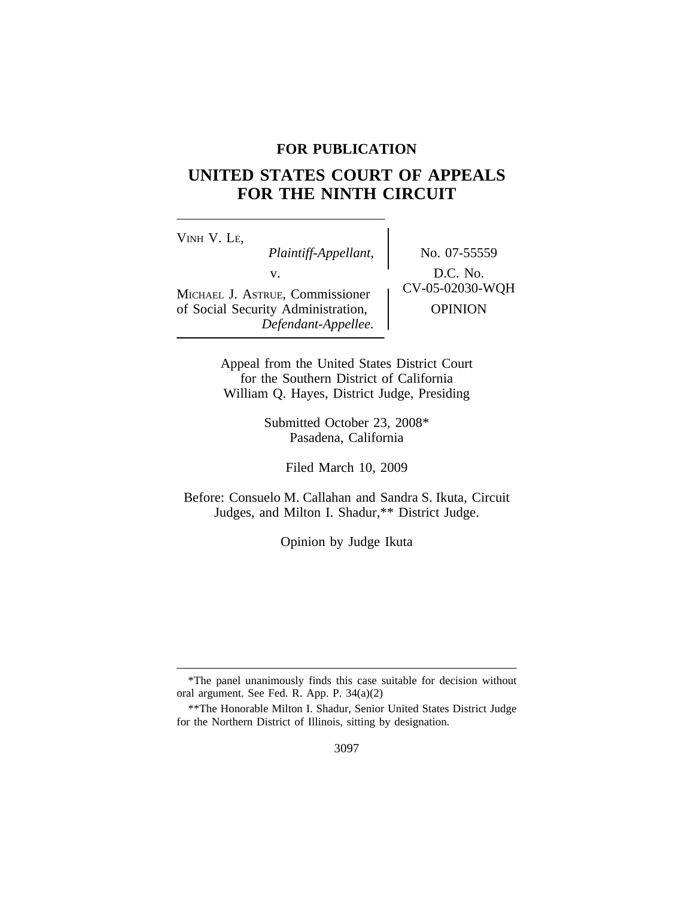**FOR PUBLICATION**

# UNITED STATES COURT OF APPEALS FOR THE NINTH CIRCUIT

VINH V. LE,
*Plaintiff-Appellant,*

v.

MICHAEL J. ASTRUE, Commissioner of Social Security Administration,
*Defendant-Appellee.*

No. 07-55559

D.C. No. CV-05-02030-WQH

OPINION

Appeal from the United States District Court for the Southern District of California
William Q. Hayes, District Judge, Presiding

Submitted October 23, 2008*
Pasadena, California

Filed March 10, 2009

Before: Consuelo M. Callahan and Sandra S. Ikuta, Circuit Judges, and Milton I. Shadur,** District Judge.

Opinion by Judge Ikuta

---

*The panel unanimously finds this case suitable for decision without oral argument. See Fed. R. App. P. 34(a)(2)

**The Honorable Milton I. Shadur, Senior United States District Judge for the Northern District of Illinois, sitting by designation.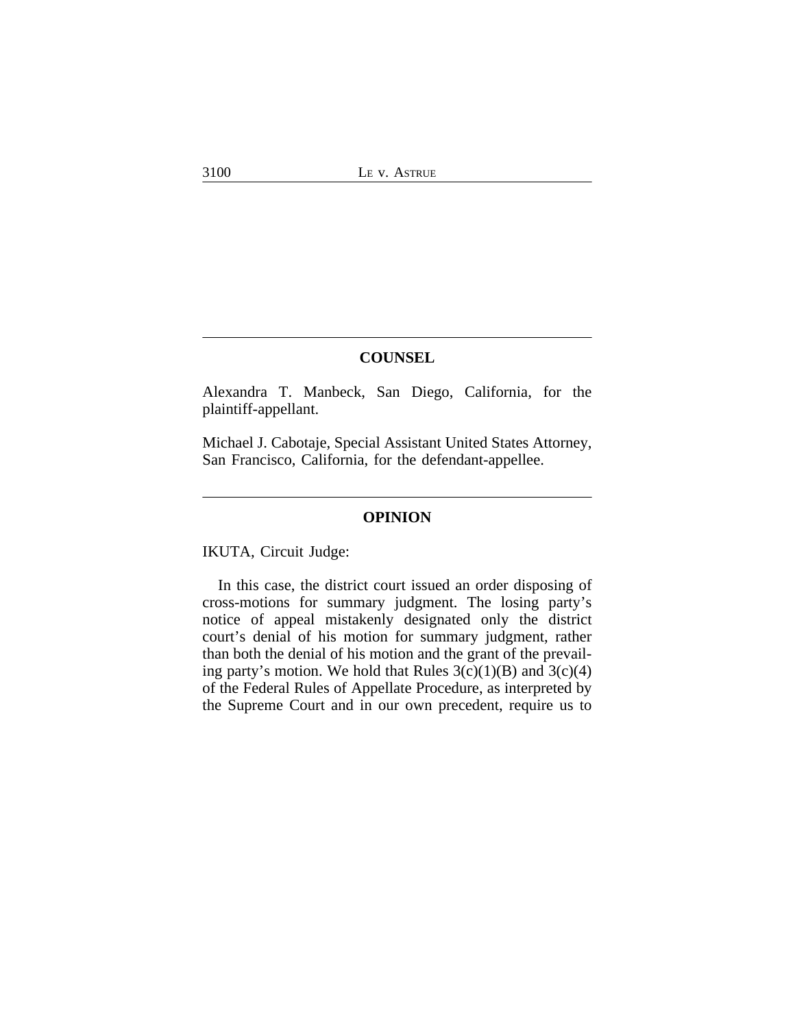## COUNSEL

Alexandra T. Manbeck, San Diego, California, for the plaintiff-appellant.

Michael J. Cabotaje, Special Assistant United States Attorney, San Francisco, California, for the defendant-appellee.

## OPINION

IKUTA, Circuit Judge:

In this case, the district court issued an order disposing of cross-motions for summary judgment. The losing party's notice of appeal mistakenly designated only the district court's denial of his motion for summary judgment, rather than both the denial of his motion and the grant of the prevailing party's motion. We hold that Rules 3(c)(1)(B) and 3(c)(4) of the Federal Rules of Appellate Procedure, as interpreted by the Supreme Court and in our own precedent, require us to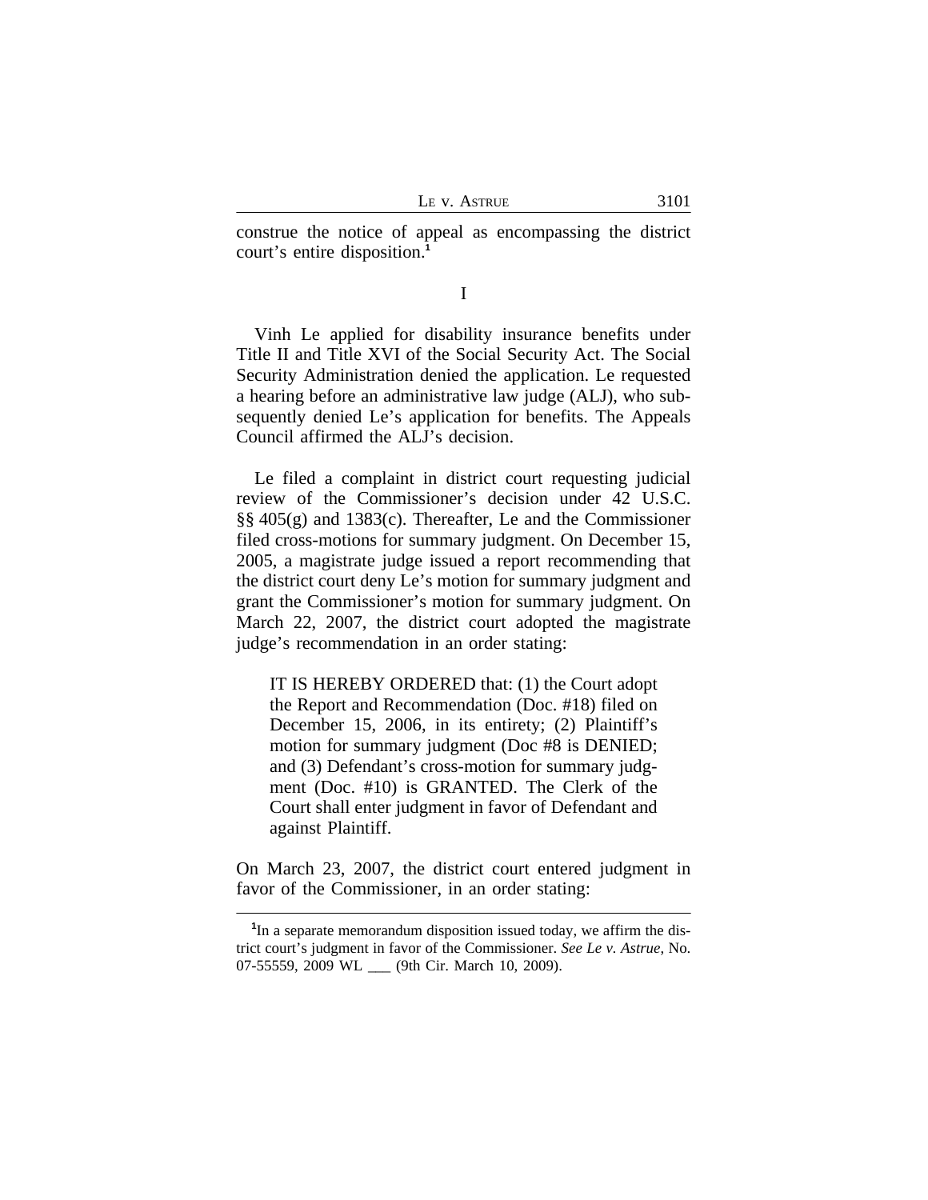construe the notice of appeal as encompassing the district court's entire disposition.[1]

## I

Vinh Le applied for disability insurance benefits under Title II and Title XVI of the Social Security Act. The Social Security Administration denied the application. Le requested a hearing before an administrative law judge (ALJ), who subsequently denied Le's application for benefits. The Appeals Council affirmed the ALJ's decision.

Le filed a complaint in district court requesting judicial review of the Commissioner's decision under 42 U.S.C. §§ 405(g) and 1383(c). Thereafter, Le and the Commissioner filed cross-motions for summary judgment. On December 15, 2005, a magistrate judge issued a report recommending that the district court deny Le's motion for summary judgment and grant the Commissioner's motion for summary judgment. On March 22, 2007, the district court adopted the magistrate judge's recommendation in an order stating:

> IT IS HEREBY ORDERED that: (1) the Court adopt the Report and Recommendation (Doc. #18) filed on December 15, 2006, in its entirety; (2) Plaintiff's motion for summary judgment (Doc #8 is DENIED; and (3) Defendant's cross-motion for summary judgment (Doc. #10) is GRANTED. The Clerk of the Court shall enter judgment in favor of Defendant and against Plaintiff.

On March 23, 2007, the district court entered judgment in favor of the Commissioner, in an order stating:

[1] In a separate memorandum disposition issued today, we affirm the district court's judgment in favor of the Commissioner. *See Le v. Astrue*, No. 07-55559, 2009 WL ___ (9th Cir. March 10, 2009).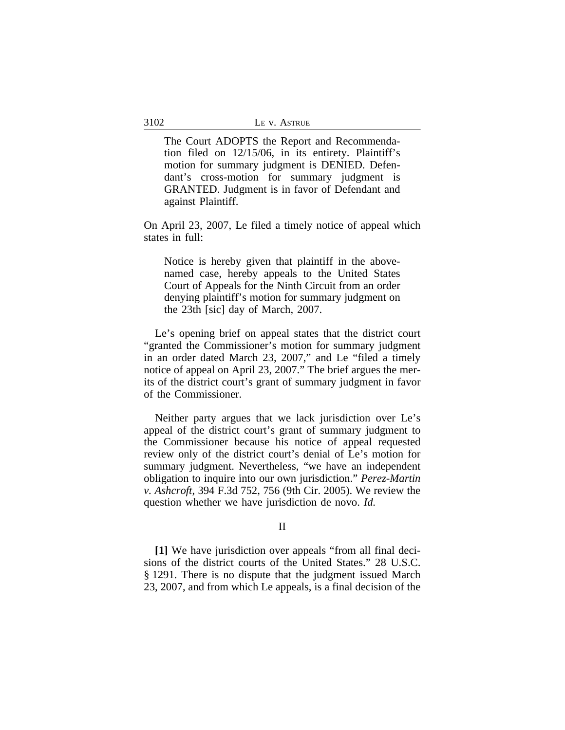> The Court ADOPTS the Report and Recommendation filed on 12/15/06, in its entirety. Plaintiff's motion for summary judgment is DENIED. Defendant's cross-motion for summary judgment is GRANTED. Judgment is in favor of Defendant and against Plaintiff.

On April 23, 2007, Le filed a timely notice of appeal which states in full:

> Notice is hereby given that plaintiff in the above-named case, hereby appeals to the United States Court of Appeals for the Ninth Circuit from an order denying plaintiff's motion for summary judgment on the 23th [sic] day of March, 2007.

Le's opening brief on appeal states that the district court "granted the Commissioner's motion for summary judgment in an order dated March 23, 2007," and Le "filed a timely notice of appeal on April 23, 2007." The brief argues the merits of the district court's grant of summary judgment in favor of the Commissioner.

Neither party argues that we lack jurisdiction over Le's appeal of the district court's grant of summary judgment to the Commissioner because his notice of appeal requested review only of the district court's denial of Le's motion for summary judgment. Nevertheless, "we have an independent obligation to inquire into our own jurisdiction." *Perez-Martin v. Ashcroft*, 394 F.3d 752, 756 (9th Cir. 2005). We review the question whether we have jurisdiction de novo. *Id.*

## II

**[1]** We have jurisdiction over appeals "from all final decisions of the district courts of the United States." 28 U.S.C. § 1291. There is no dispute that the judgment issued March 23, 2007, and from which Le appeals, is a final decision of the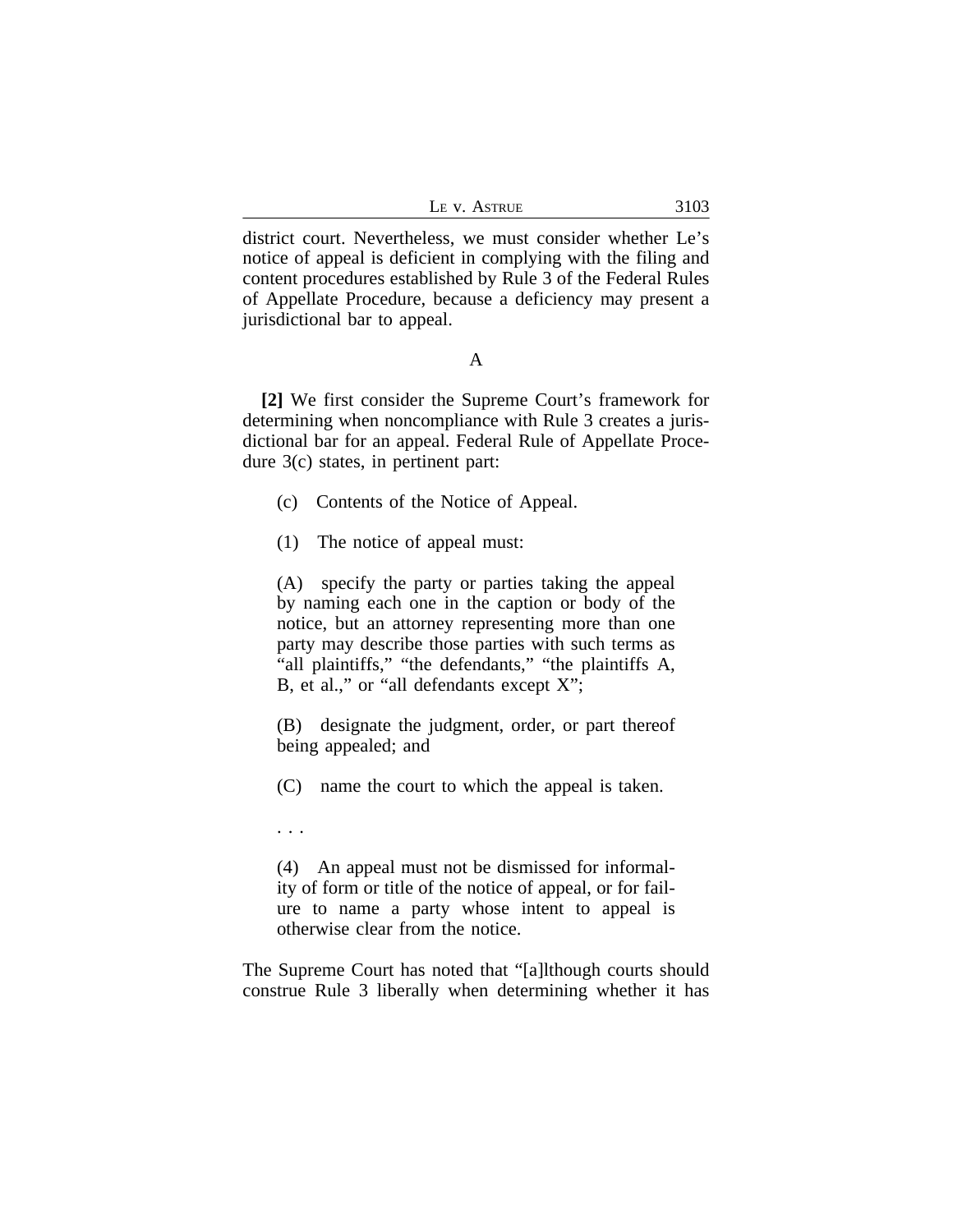district court. Nevertheless, we must consider whether Le's notice of appeal is deficient in complying with the filing and content procedures established by Rule 3 of the Federal Rules of Appellate Procedure, because a deficiency may present a jurisdictional bar to appeal.

### A

**[2]** We first consider the Supreme Court's framework for determining when noncompliance with Rule 3 creates a jurisdictional bar for an appeal. Federal Rule of Appellate Procedure 3(c) states, in pertinent part:

> (c) Contents of the Notice of Appeal.
>
> (1) The notice of appeal must:
>
> (A) specify the party or parties taking the appeal by naming each one in the caption or body of the notice, but an attorney representing more than one party may describe those parties with such terms as "all plaintiffs," "the defendants," "the plaintiffs A, B, et al.," or "all defendants except X";
>
> (B) designate the judgment, order, or part thereof being appealed; and
>
> (C) name the court to which the appeal is taken.
>
> . . .
>
> (4) An appeal must not be dismissed for informality of form or title of the notice of appeal, or for failure to name a party whose intent to appeal is otherwise clear from the notice.

The Supreme Court has noted that "[a]lthough courts should construe Rule 3 liberally when determining whether it has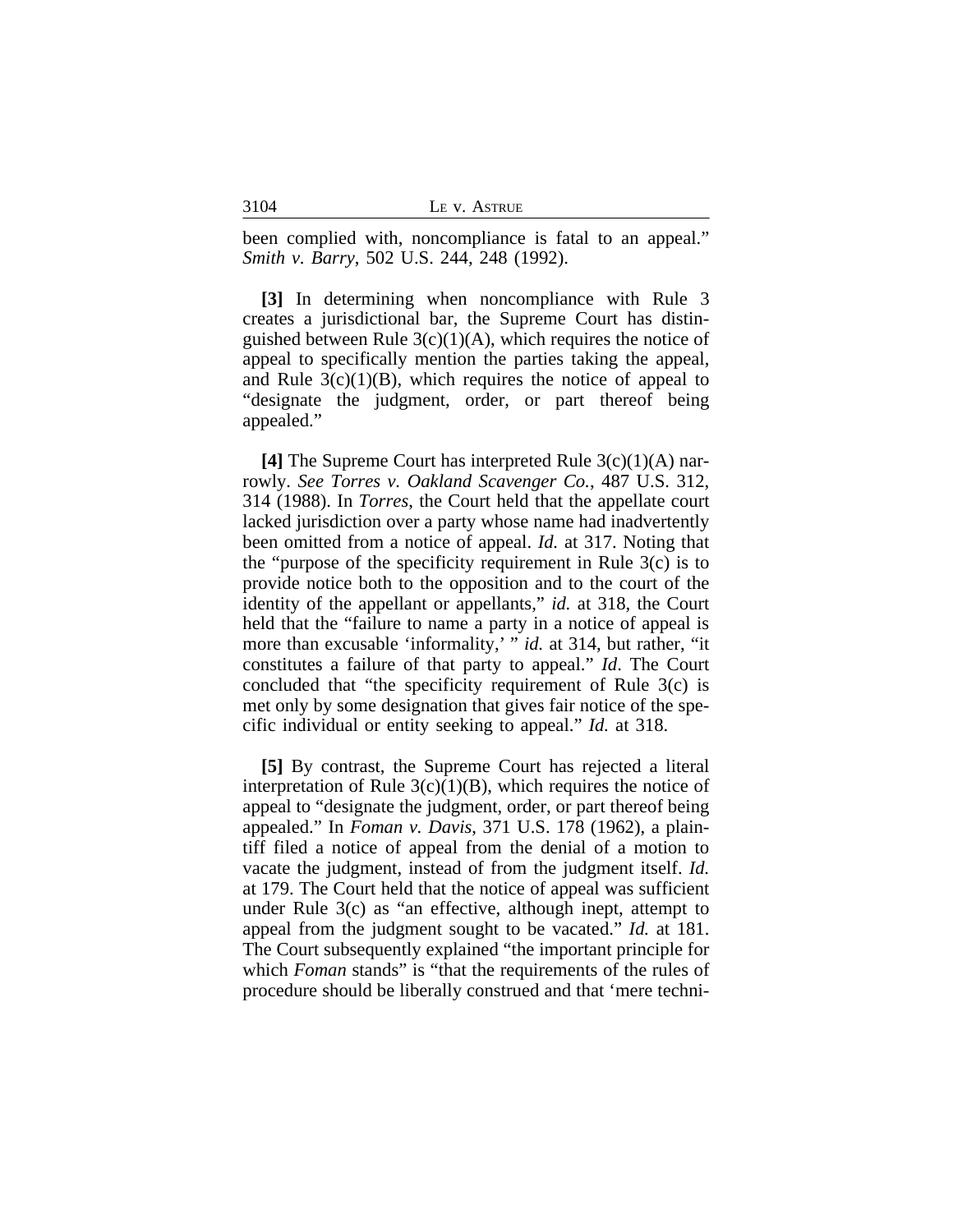been complied with, noncompliance is fatal to an appeal." *Smith v. Barry*, 502 U.S. 244, 248 (1992).

**[3]** In determining when noncompliance with Rule 3 creates a jurisdictional bar, the Supreme Court has distinguished between Rule 3(c)(1)(A), which requires the notice of appeal to specifically mention the parties taking the appeal, and Rule 3(c)(1)(B), which requires the notice of appeal to "designate the judgment, order, or part thereof being appealed."

**[4]** The Supreme Court has interpreted Rule 3(c)(1)(A) narrowly. *See Torres v. Oakland Scavenger Co.*, 487 U.S. 312, 314 (1988). In *Torres*, the Court held that the appellate court lacked jurisdiction over a party whose name had inadvertently been omitted from a notice of appeal. *Id.* at 317. Noting that the "purpose of the specificity requirement in Rule 3(c) is to provide notice both to the opposition and to the court of the identity of the appellant or appellants," *id.* at 318, the Court held that the "failure to name a party in a notice of appeal is more than excusable 'informality,' " *id.* at 314, but rather, "it constitutes a failure of that party to appeal." *Id*. The Court concluded that "the specificity requirement of Rule 3(c) is met only by some designation that gives fair notice of the specific individual or entity seeking to appeal." *Id.* at 318.

**[5]** By contrast, the Supreme Court has rejected a literal interpretation of Rule 3(c)(1)(B), which requires the notice of appeal to "designate the judgment, order, or part thereof being appealed." In *Foman v. Davis*, 371 U.S. 178 (1962), a plaintiff filed a notice of appeal from the denial of a motion to vacate the judgment, instead of from the judgment itself. *Id.* at 179. The Court held that the notice of appeal was sufficient under Rule 3(c) as "an effective, although inept, attempt to appeal from the judgment sought to be vacated." *Id.* at 181. The Court subsequently explained "the important principle for which *Foman* stands" is "that the requirements of the rules of procedure should be liberally construed and that 'mere techni-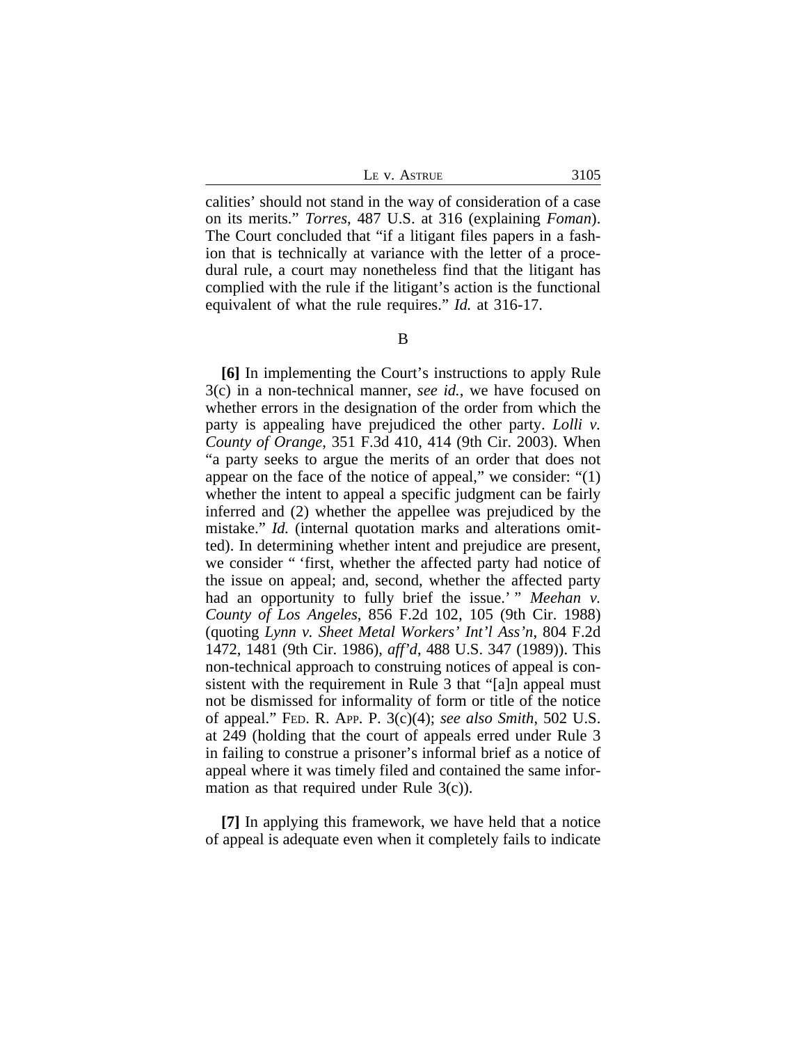calities' should not stand in the way of consideration of a case on its merits." *Torres*, 487 U.S. at 316 (explaining *Foman*). The Court concluded that "if a litigant files papers in a fashion that is technically at variance with the letter of a procedural rule, a court may nonetheless find that the litigant has complied with the rule if the litigant's action is the functional equivalent of what the rule requires." *Id.* at 316-17.

B

**[6]** In implementing the Court's instructions to apply Rule 3(c) in a non-technical manner, *see id.*, we have focused on whether errors in the designation of the order from which the party is appealing have prejudiced the other party. *Lolli v. County of Orange*, 351 F.3d 410, 414 (9th Cir. 2003). When "a party seeks to argue the merits of an order that does not appear on the face of the notice of appeal," we consider: "(1) whether the intent to appeal a specific judgment can be fairly inferred and (2) whether the appellee was prejudiced by the mistake." *Id.* (internal quotation marks and alterations omitted). In determining whether intent and prejudice are present, we consider " 'first, whether the affected party had notice of the issue on appeal; and, second, whether the affected party had an opportunity to fully brief the issue.' " *Meehan v. County of Los Angeles*, 856 F.2d 102, 105 (9th Cir. 1988) (quoting *Lynn v. Sheet Metal Workers' Int'l Ass'n*, 804 F.2d 1472, 1481 (9th Cir. 1986), *aff'd*, 488 U.S. 347 (1989)). This non-technical approach to construing notices of appeal is consistent with the requirement in Rule 3 that "[a]n appeal must not be dismissed for informality of form or title of the notice of appeal." FED. R. APP. P. 3(c)(4); *see also Smith*, 502 U.S. at 249 (holding that the court of appeals erred under Rule 3 in failing to construe a prisoner's informal brief as a notice of appeal where it was timely filed and contained the same information as that required under Rule 3(c)).

**[7]** In applying this framework, we have held that a notice of appeal is adequate even when it completely fails to indicate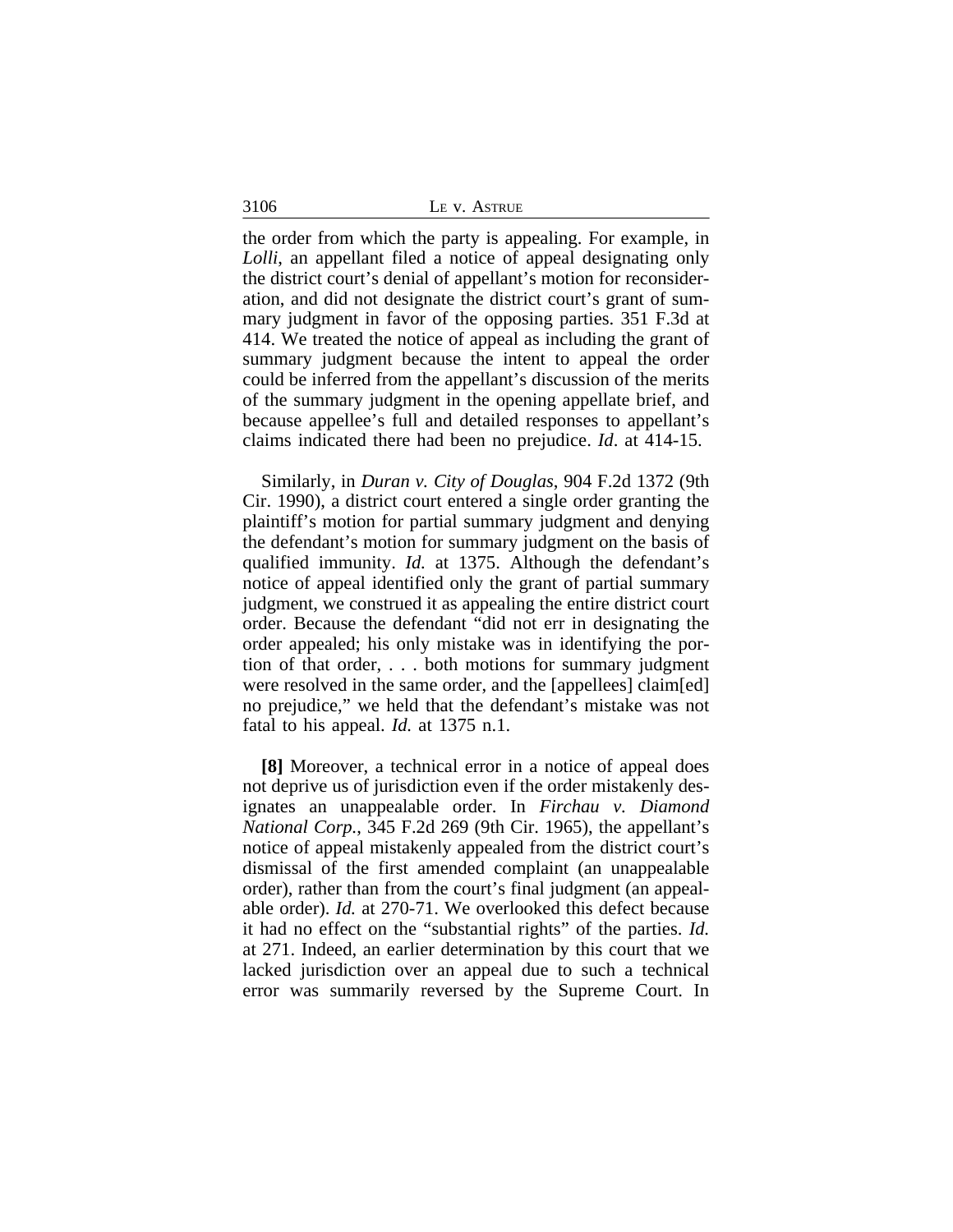the order from which the party is appealing. For example, in *Lolli*, an appellant filed a notice of appeal designating only the district court's denial of appellant's motion for reconsideration, and did not designate the district court's grant of summary judgment in favor of the opposing parties. 351 F.3d at 414. We treated the notice of appeal as including the grant of summary judgment because the intent to appeal the order could be inferred from the appellant's discussion of the merits of the summary judgment in the opening appellate brief, and because appellee's full and detailed responses to appellant's claims indicated there had been no prejudice. *Id*. at 414-15.

Similarly, in *Duran v. City of Douglas*, 904 F.2d 1372 (9th Cir. 1990), a district court entered a single order granting the plaintiff's motion for partial summary judgment and denying the defendant's motion for summary judgment on the basis of qualified immunity. *Id.* at 1375. Although the defendant's notice of appeal identified only the grant of partial summary judgment, we construed it as appealing the entire district court order. Because the defendant "did not err in designating the order appealed; his only mistake was in identifying the portion of that order, . . . both motions for summary judgment were resolved in the same order, and the [appellees] claim[ed] no prejudice," we held that the defendant's mistake was not fatal to his appeal. *Id.* at 1375 n.1.

**[8]** Moreover, a technical error in a notice of appeal does not deprive us of jurisdiction even if the order mistakenly designates an unappealable order. In *Firchau v. Diamond National Corp.*, 345 F.2d 269 (9th Cir. 1965), the appellant's notice of appeal mistakenly appealed from the district court's dismissal of the first amended complaint (an unappealable order), rather than from the court's final judgment (an appealable order). *Id.* at 270-71. We overlooked this defect because it had no effect on the "substantial rights" of the parties. *Id.* at 271. Indeed, an earlier determination by this court that we lacked jurisdiction over an appeal due to such a technical error was summarily reversed by the Supreme Court. In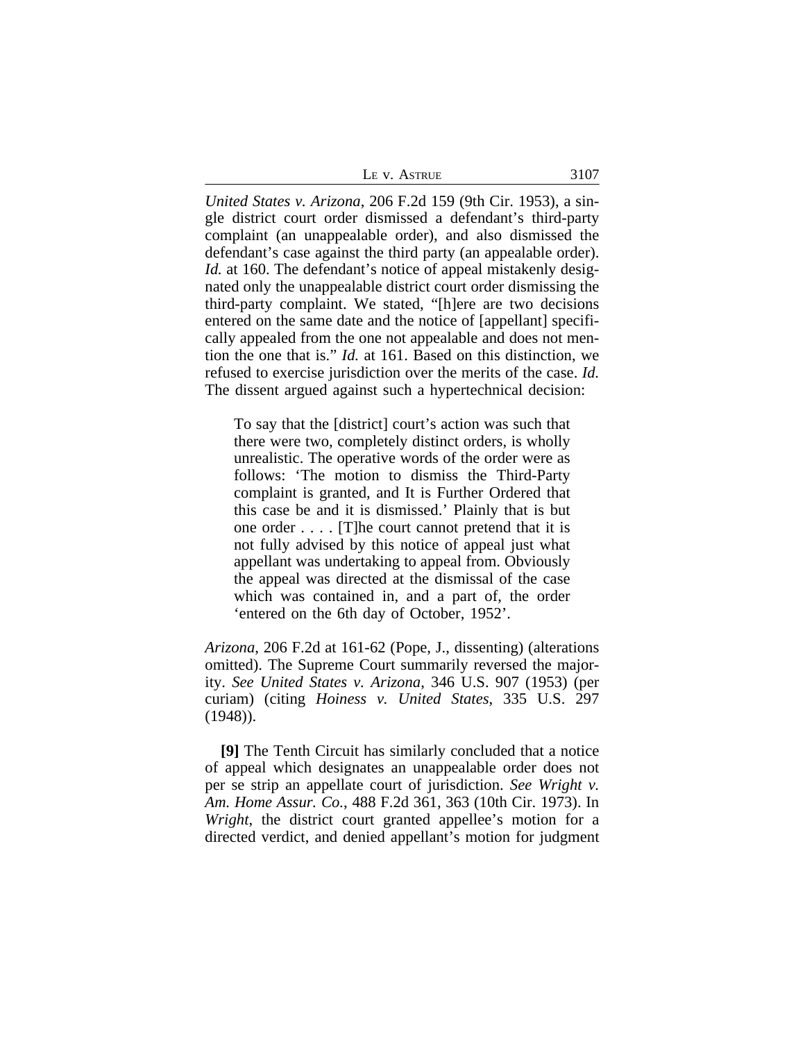*United States v. Arizona*, 206 F.2d 159 (9th Cir. 1953), a single district court order dismissed a defendant's third-party complaint (an unappealable order), and also dismissed the defendant's case against the third party (an appealable order). *Id.* at 160. The defendant's notice of appeal mistakenly designated only the unappealable district court order dismissing the third-party complaint. We stated, "[h]ere are two decisions entered on the same date and the notice of [appellant] specifically appealed from the one not appealable and does not mention the one that is." *Id.* at 161. Based on this distinction, we refused to exercise jurisdiction over the merits of the case. *Id.* The dissent argued against such a hypertechnical decision:

> To say that the [district] court's action was such that there were two, completely distinct orders, is wholly unrealistic. The operative words of the order were as follows: 'The motion to dismiss the Third-Party complaint is granted, and It is Further Ordered that this case be and it is dismissed.' Plainly that is but one order . . . . [T]he court cannot pretend that it is not fully advised by this notice of appeal just what appellant was undertaking to appeal from. Obviously the appeal was directed at the dismissal of the case which was contained in, and a part of, the order 'entered on the 6th day of October, 1952'.

*Arizona*, 206 F.2d at 161-62 (Pope, J., dissenting) (alterations omitted). The Supreme Court summarily reversed the majority. *See United States v. Arizona*, 346 U.S. 907 (1953) (per curiam) (citing *Hoiness v. United States*, 335 U.S. 297 (1948)).

**[9]** The Tenth Circuit has similarly concluded that a notice of appeal which designates an unappealable order does not per se strip an appellate court of jurisdiction. *See Wright v. Am. Home Assur. Co.*, 488 F.2d 361, 363 (10th Cir. 1973). In *Wright*, the district court granted appellee's motion for a directed verdict, and denied appellant's motion for judgment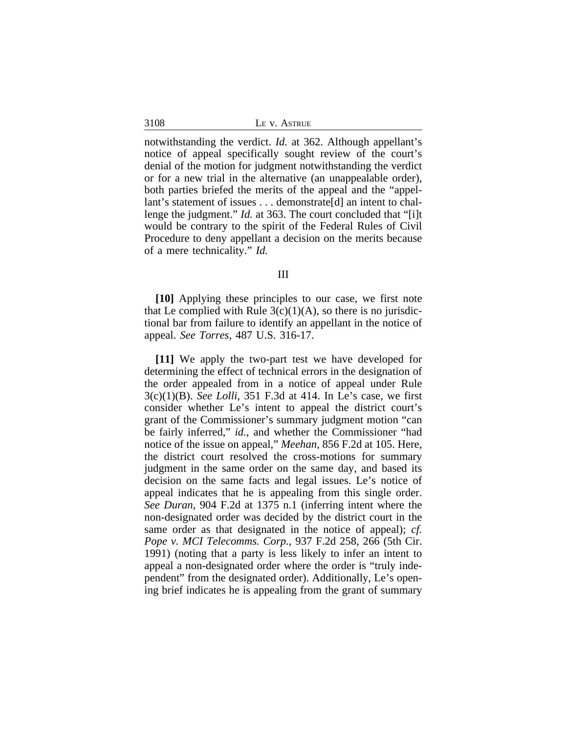notwithstanding the verdict. *Id.* at 362. Although appellant's notice of appeal specifically sought review of the court's denial of the motion for judgment notwithstanding the verdict or for a new trial in the alternative (an unappealable order), both parties briefed the merits of the appeal and the "appellant's statement of issues . . . demonstrate[d] an intent to challenge the judgment." *Id.* at 363. The court concluded that "[i]t would be contrary to the spirit of the Federal Rules of Civil Procedure to deny appellant a decision on the merits because of a mere technicality." *Id.*

## III

**[10]** Applying these principles to our case, we first note that Le complied with Rule 3(c)(1)(A), so there is no jurisdictional bar from failure to identify an appellant in the notice of appeal. *See Torres*, 487 U.S. 316-17.

**[11]** We apply the two-part test we have developed for determining the effect of technical errors in the designation of the order appealed from in a notice of appeal under Rule 3(c)(1)(B). *See Lolli*, 351 F.3d at 414. In Le's case, we first consider whether Le's intent to appeal the district court's grant of the Commissioner's summary judgment motion "can be fairly inferred," *id.*, and whether the Commissioner "had notice of the issue on appeal," *Meehan*, 856 F.2d at 105. Here, the district court resolved the cross-motions for summary judgment in the same order on the same day, and based its decision on the same facts and legal issues. Le's notice of appeal indicates that he is appealing from this single order. *See Duran*, 904 F.2d at 1375 n.1 (inferring intent where the non-designated order was decided by the district court in the same order as that designated in the notice of appeal); *cf. Pope v. MCI Telecomms. Corp.*, 937 F.2d 258, 266 (5th Cir. 1991) (noting that a party is less likely to infer an intent to appeal a non-designated order where the order is "truly independent" from the designated order). Additionally, Le's opening brief indicates he is appealing from the grant of summary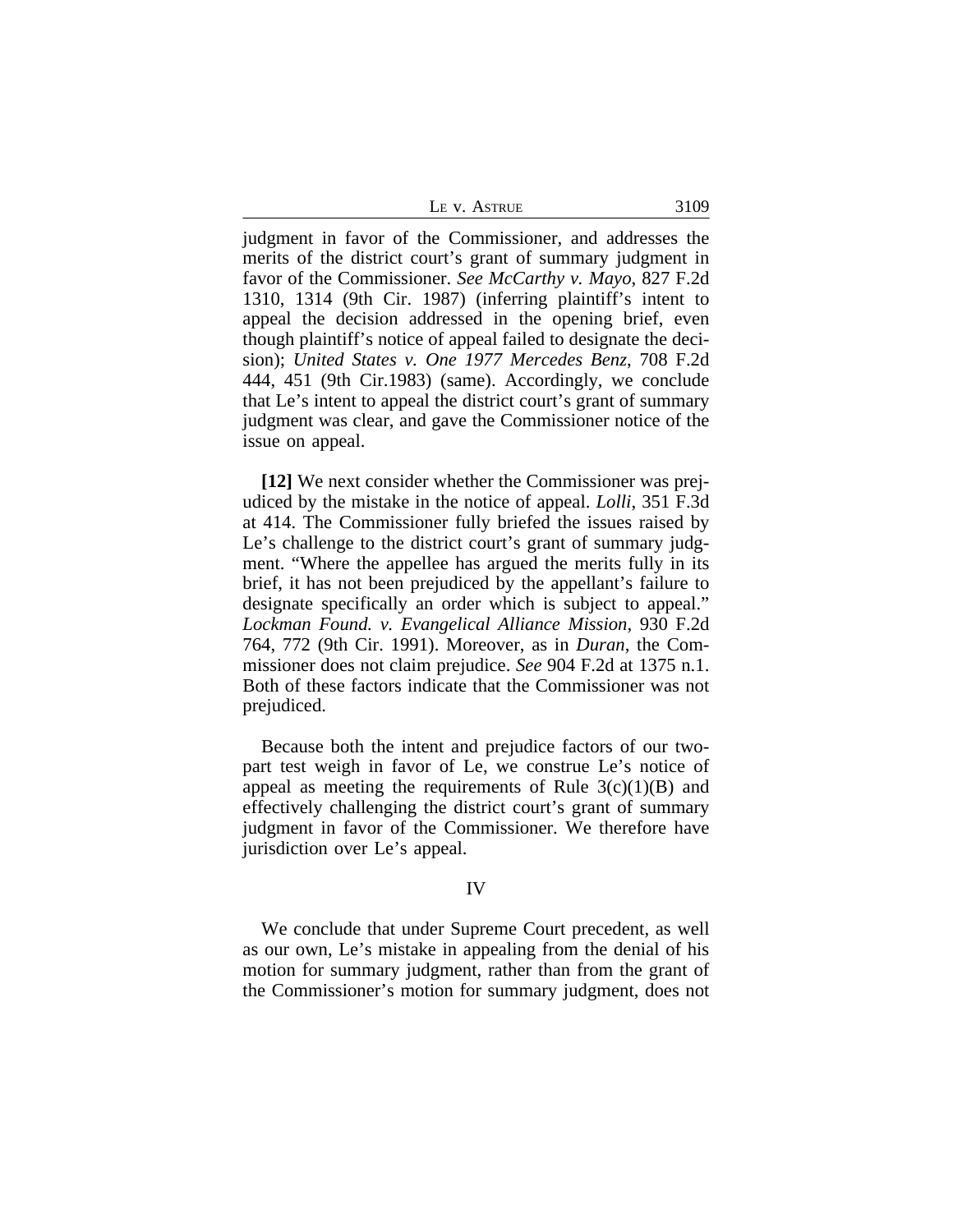judgment in favor of the Commissioner, and addresses the merits of the district court's grant of summary judgment in favor of the Commissioner. *See McCarthy v. Mayo*, 827 F.2d 1310, 1314 (9th Cir. 1987) (inferring plaintiff's intent to appeal the decision addressed in the opening brief, even though plaintiff's notice of appeal failed to designate the decision); *United States v. One 1977 Mercedes Benz*, 708 F.2d 444, 451 (9th Cir.1983) (same). Accordingly, we conclude that Le's intent to appeal the district court's grant of summary judgment was clear, and gave the Commissioner notice of the issue on appeal.

**[12]** We next consider whether the Commissioner was prejudiced by the mistake in the notice of appeal. *Lolli*, 351 F.3d at 414. The Commissioner fully briefed the issues raised by Le's challenge to the district court's grant of summary judgment. "Where the appellee has argued the merits fully in its brief, it has not been prejudiced by the appellant's failure to designate specifically an order which is subject to appeal." *Lockman Found. v. Evangelical Alliance Mission*, 930 F.2d 764, 772 (9th Cir. 1991). Moreover, as in *Duran*, the Commissioner does not claim prejudice. *See* 904 F.2d at 1375 n.1. Both of these factors indicate that the Commissioner was not prejudiced.

Because both the intent and prejudice factors of our two-part test weigh in favor of Le, we construe Le's notice of appeal as meeting the requirements of Rule 3(c)(1)(B) and effectively challenging the district court's grant of summary judgment in favor of the Commissioner. We therefore have jurisdiction over Le's appeal.

## IV

We conclude that under Supreme Court precedent, as well as our own, Le's mistake in appealing from the denial of his motion for summary judgment, rather than from the grant of the Commissioner's motion for summary judgment, does not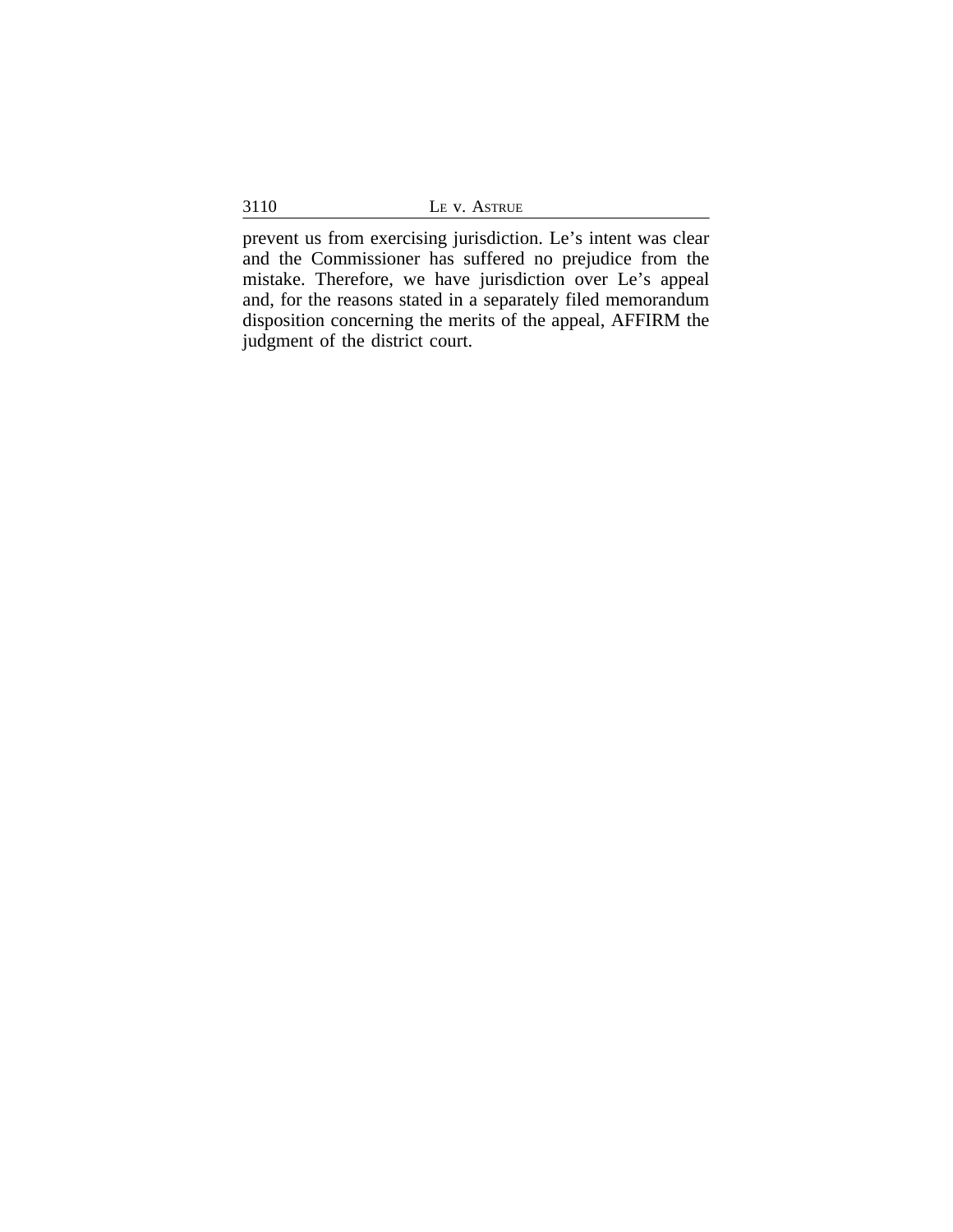prevent us from exercising jurisdiction. Le's intent was clear and the Commissioner has suffered no prejudice from the mistake. Therefore, we have jurisdiction over Le's appeal and, for the reasons stated in a separately filed memorandum disposition concerning the merits of the appeal, AFFIRM the judgment of the district court.